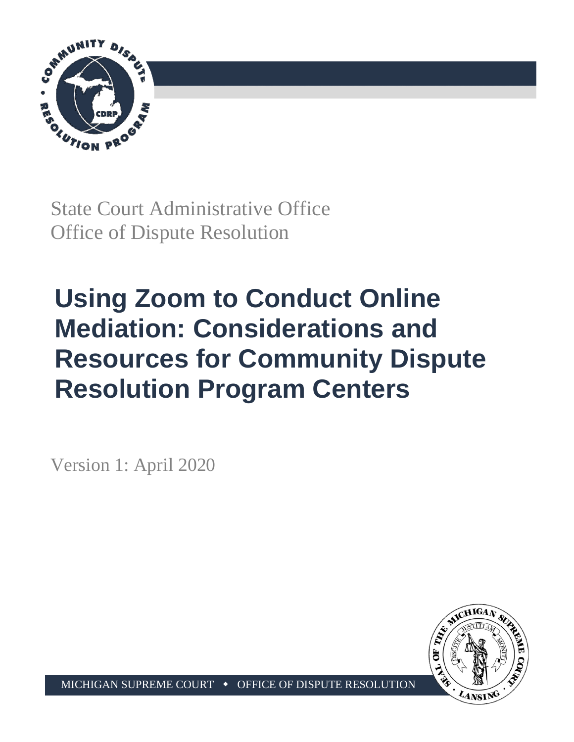State Court Administrative Office
Office of Dispute Resolution

# Using Zoom to Conduct Online Mediation: Considerations and Resources for Community Dispute Resolution Program Centers

Version 1: April 2020

MICHIGAN SUPREME COURT • OFFICE OF DISPUTE RESOLUTION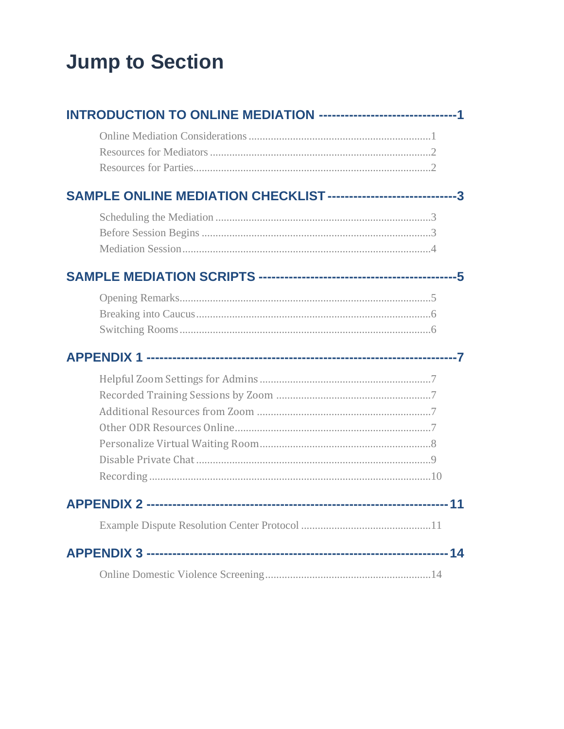# Jump to Section

**INTRODUCTION TO ONLINE MEDIATION ------------------------------1**

Online Mediation Considerations ....................................................................1
Resources for Mediators ................................................................................2
Resources for Parties.....................................................................................2

**SAMPLE ONLINE MEDIATION CHECKLIST ----------------------------3**

Scheduling the Mediation .............................................................................3
Before Session Begins ...................................................................................3
Mediation Session..........................................................................................4

**SAMPLE MEDIATION SCRIPTS -------------------------------------------5**

Opening Remarks...........................................................................................5
Breaking into Caucus .....................................................................................6
Switching Rooms ...........................................................................................6

**APPENDIX 1 --------------------------------------------------------------------7**

Helpful Zoom Settings for Admins ...............................................................7
Recorded Training Sessions by Zoom ..........................................................7
Additional Resources from Zoom .................................................................7
Other ODR Resources Online.......................................................................7
Personalize Virtual Waiting Room...............................................................8
Disable Private Chat ......................................................................................9
Recording .......................................................................................................10

**APPENDIX 2 ------------------------------------------------------------------11**

Example Dispute Resolution Center Protocol ...............................................11

**APPENDIX 3 ------------------------------------------------------------------14**

Online Domestic Violence Screening............................................................14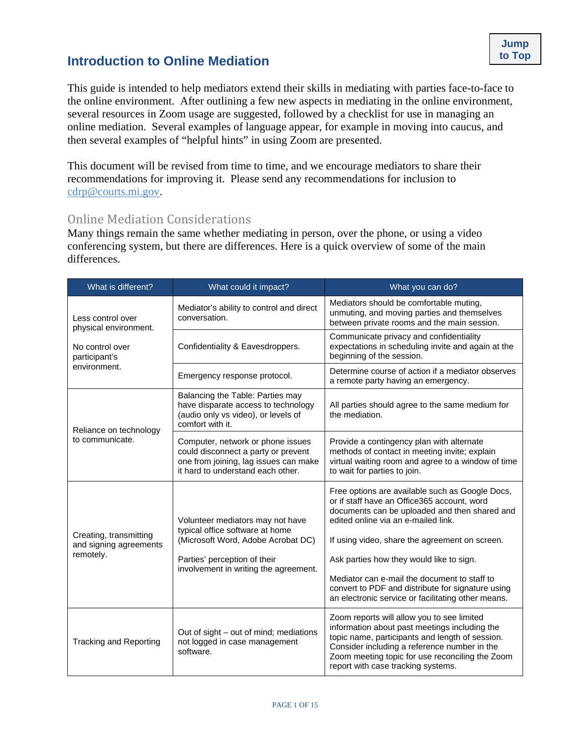## Introduction to Online Mediation

This guide is intended to help mediators extend their skills in mediating with parties face-to-face to the online environment. After outlining a few new aspects in mediating in the online environment, several resources in Zoom usage are suggested, followed by a checklist for use in managing an online mediation. Several examples of language appear, for example in moving into caucus, and then several examples of "helpful hints" in using Zoom are presented.

This document will be revised from time to time, and we encourage mediators to share their recommendations for improving it. Please send any recommendations for inclusion to cdrp@courts.mi.gov.

### Online Mediation Considerations

Many things remain the same whether mediating in person, over the phone, or using a video conferencing system, but there are differences. Here is a quick overview of some of the main differences.

| What is different? | What could it impact? | What you can do? |
|---|---|---|
| Less control over physical environment.<br><br>No control over participant's environment. | Mediator's ability to control and direct conversation. | Mediators should be comfortable muting, unmuting, and moving parties and themselves between private rooms and the main session. |
| | Confidentiality & Eavesdroppers. | Communicate privacy and confidentiality expectations in scheduling invite and again at the beginning of the session. |
| | Emergency response protocol. | Determine course of action if a mediator observes a remote party having an emergency. |
| Reliance on technology to communicate. | Balancing the Table: Parties may have disparate access to technology (audio only vs video), or levels of comfort with it. | All parties should agree to the same medium for the mediation. |
| | Computer, network or phone issues could disconnect a party or prevent one from joining, lag issues can make it hard to understand each other. | Provide a contingency plan with alternate methods of contact in meeting invite; explain virtual waiting room and agree to a window of time to wait for parties to join. |
| Creating, transmitting and signing agreements remotely. | Volunteer mediators may not have typical office software at home (Microsoft Word, Adobe Acrobat DC)<br><br>Parties' perception of their involvement in writing the agreement. | Free options are available such as Google Docs, or if staff have an Office365 account, word documents can be uploaded and then shared and edited online via an e-mailed link.<br><br>If using video, share the agreement on screen.<br><br>Ask parties how they would like to sign.<br><br>Mediator can e-mail the document to staff to convert to PDF and distribute for signature using an electronic service or facilitating other means. |
| Tracking and Reporting | Out of sight – out of mind; mediations not logged in case management software. | Zoom reports will allow you to see limited information about past meetings including the topic name, participants and length of session. Consider including a reference number in the Zoom meeting topic for use reconciling the Zoom report with case tracking systems. |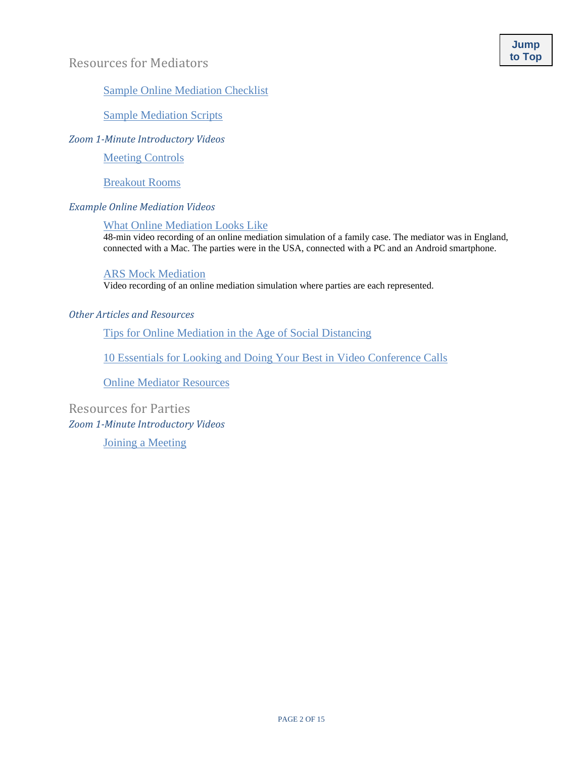## Resources for Mediators

Sample Online Mediation Checklist

Sample Mediation Scripts

### *Zoom 1-Minute Introductory Videos*

Meeting Controls

Breakout Rooms

### *Example Online Mediation Videos*

What Online Mediation Looks Like
48-min video recording of an online mediation simulation of a family case. The mediator was in England, connected with a Mac. The parties were in the USA, connected with a PC and an Android smartphone.

ARS Mock Mediation
Video recording of an online mediation simulation where parties are each represented.

### *Other Articles and Resources*

Tips for Online Mediation in the Age of Social Distancing

10 Essentials for Looking and Doing Your Best in Video Conference Calls

Online Mediator Resources

## Resources for Parties

### *Zoom 1-Minute Introductory Videos*

Joining a Meeting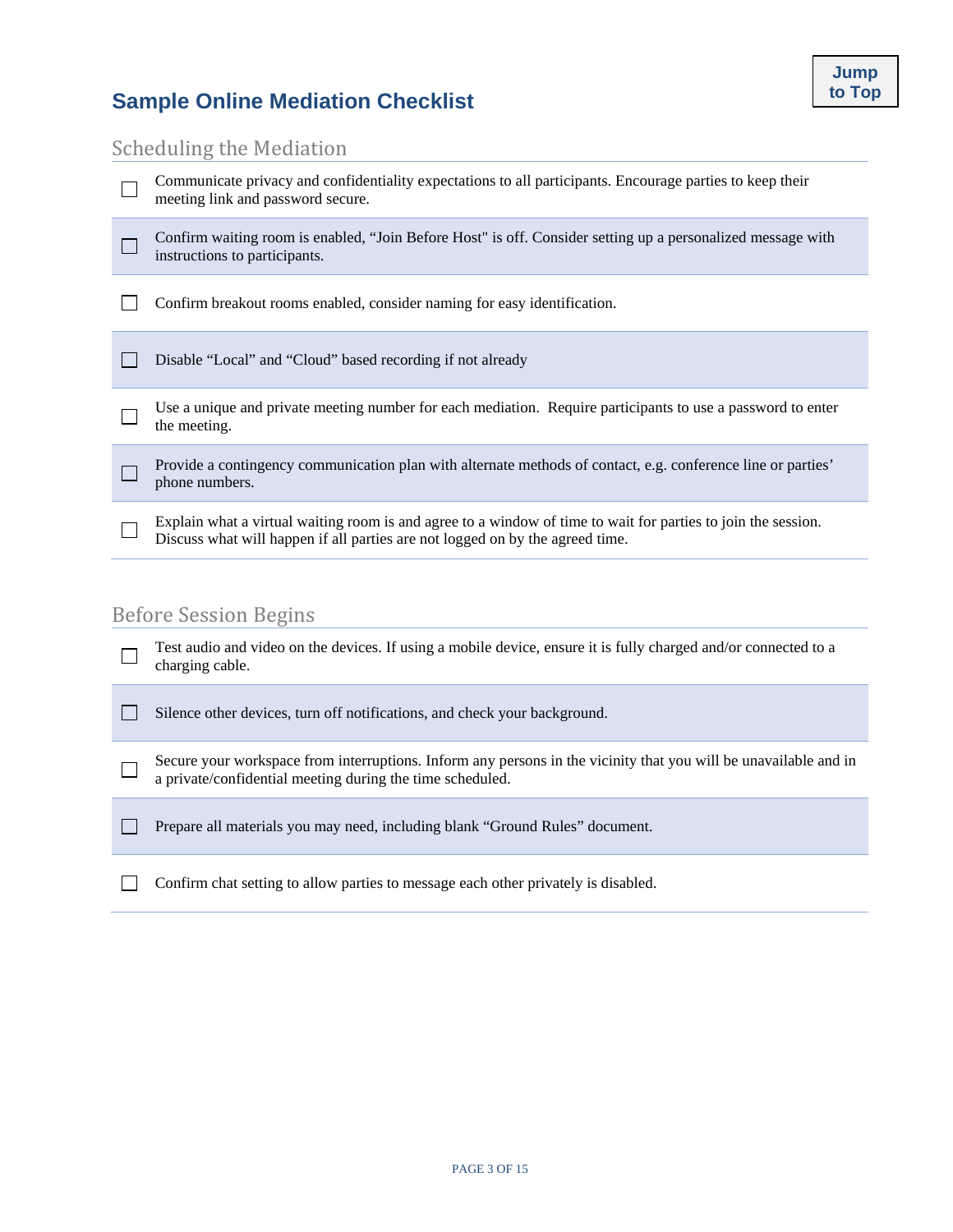## Sample Online Mediation Checklist

Jump to Top

### Scheduling the Mediation

- [ ] Communicate privacy and confidentiality expectations to all participants. Encourage parties to keep their meeting link and password secure.
- [ ] Confirm waiting room is enabled, “Join Before Host" is off. Consider setting up a personalized message with instructions to participants.
- [ ] Confirm breakout rooms enabled, consider naming for easy identification.
- [ ] Disable “Local” and “Cloud” based recording if not already
- [ ] Use a unique and private meeting number for each mediation. Require participants to use a password to enter the meeting.
- [ ] Provide a contingency communication plan with alternate methods of contact, e.g. conference line or parties’ phone numbers.
- [ ] Explain what a virtual waiting room is and agree to a window of time to wait for parties to join the session. Discuss what will happen if all parties are not logged on by the agreed time.

### Before Session Begins

- [ ] Test audio and video on the devices. If using a mobile device, ensure it is fully charged and/or connected to a charging cable.
- [ ] Silence other devices, turn off notifications, and check your background.
- [ ] Secure your workspace from interruptions. Inform any persons in the vicinity that you will be unavailable and in a private/confidential meeting during the time scheduled.
- [ ] Prepare all materials you may need, including blank “Ground Rules” document.
- [ ] Confirm chat setting to allow parties to message each other privately is disabled.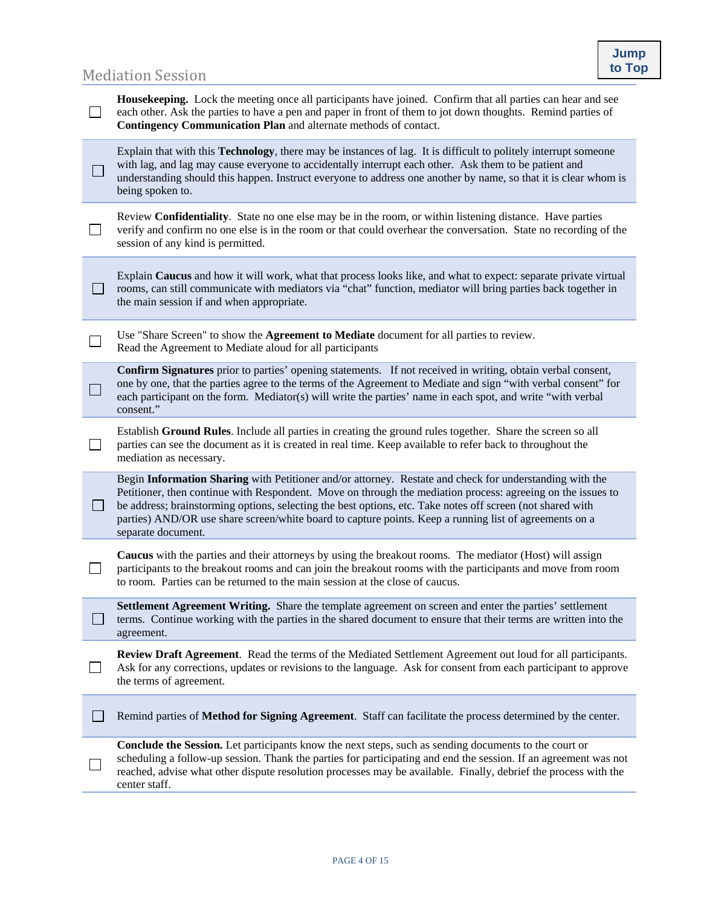## Mediation Session

- [ ] **Housekeeping.** Lock the meeting once all participants have joined. Confirm that all parties can hear and see each other. Ask the parties to have a pen and paper in front of them to jot down thoughts. Remind parties of **Contingency Communication Plan** and alternate methods of contact.
- [ ] Explain that with this **Technology**, there may be instances of lag. It is difficult to politely interrupt someone with lag, and lag may cause everyone to accidentally interrupt each other. Ask them to be patient and understanding should this happen. Instruct everyone to address one another by name, so that it is clear whom is being spoken to.
- [ ] Review **Confidentiality**. State no one else may be in the room, or within listening distance. Have parties verify and confirm no one else is in the room or that could overhear the conversation. State no recording of the session of any kind is permitted.
- [ ] Explain **Caucus** and how it will work, what that process looks like, and what to expect: separate private virtual rooms, can still communicate with mediators via "chat" function, mediator will bring parties back together in the main session if and when appropriate.
- [ ] Use "Share Screen" to show the **Agreement to Mediate** document for all parties to review. Read the Agreement to Mediate aloud for all participants
- [ ] **Confirm Signatures** prior to parties' opening statements. If not received in writing, obtain verbal consent, one by one, that the parties agree to the terms of the Agreement to Mediate and sign "with verbal consent" for each participant on the form. Mediator(s) will write the parties' name in each spot, and write "with verbal consent."
- [ ] Establish **Ground Rules**. Include all parties in creating the ground rules together. Share the screen so all parties can see the document as it is created in real time. Keep available to refer back to throughout the mediation as necessary.
- [ ] Begin **Information Sharing** with Petitioner and/or attorney. Restate and check for understanding with the Petitioner, then continue with Respondent. Move on through the mediation process: agreeing on the issues to be address; brainstorming options, selecting the best options, etc. Take notes off screen (not shared with parties) AND/OR use share screen/white board to capture points. Keep a running list of agreements on a separate document.
- [ ] **Caucus** with the parties and their attorneys by using the breakout rooms. The mediator (Host) will assign participants to the breakout rooms and can join the breakout rooms with the participants and move from room to room. Parties can be returned to the main session at the close of caucus.
- [ ] **Settlement Agreement Writing.** Share the template agreement on screen and enter the parties' settlement terms. Continue working with the parties in the shared document to ensure that their terms are written into the agreement.
- [ ] **Review Draft Agreement**. Read the terms of the Mediated Settlement Agreement out loud for all participants. Ask for any corrections, updates or revisions to the language. Ask for consent from each participant to approve the terms of agreement.
- [ ] Remind parties of **Method for Signing Agreement**. Staff can facilitate the process determined by the center.
- [ ] **Conclude the Session.** Let participants know the next steps, such as sending documents to the court or scheduling a follow-up session. Thank the parties for participating and end the session. If an agreement was not reached, advise what other dispute resolution processes may be available. Finally, debrief the process with the center staff.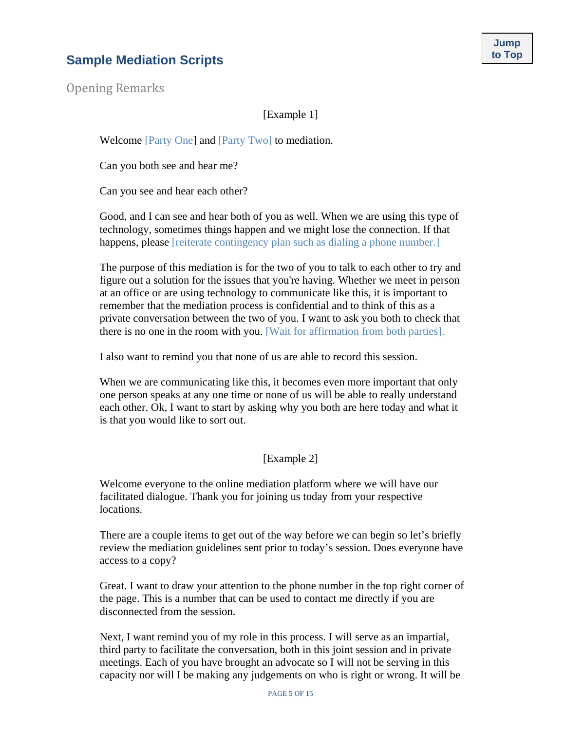## Sample Mediation Scripts

### Opening Remarks

[Example 1]

Welcome [Party One] and [Party Two] to mediation.

Can you both see and hear me?

Can you see and hear each other?

Good, and I can see and hear both of you as well. When we are using this type of technology, sometimes things happen and we might lose the connection. If that happens, please [reiterate contingency plan such as dialing a phone number.]

The purpose of this mediation is for the two of you to talk to each other to try and figure out a solution for the issues that you're having. Whether we meet in person at an office or are using technology to communicate like this, it is important to remember that the mediation process is confidential and to think of this as a private conversation between the two of you. I want to ask you both to check that there is no one in the room with you. [Wait for affirmation from both parties].

I also want to remind you that none of us are able to record this session.

When we are communicating like this, it becomes even more important that only one person speaks at any one time or none of us will be able to really understand each other. Ok, I want to start by asking why you both are here today and what it is that you would like to sort out.

[Example 2]

Welcome everyone to the online mediation platform where we will have our facilitated dialogue. Thank you for joining us today from your respective locations.

There are a couple items to get out of the way before we can begin so let's briefly review the mediation guidelines sent prior to today's session. Does everyone have access to a copy?

Great. I want to draw your attention to the phone number in the top right corner of the page. This is a number that can be used to contact me directly if you are disconnected from the session.

Next, I want remind you of my role in this process. I will serve as an impartial, third party to facilitate the conversation, both in this joint session and in private meetings. Each of you have brought an advocate so I will not be serving in this capacity nor will I be making any judgements on who is right or wrong. It will be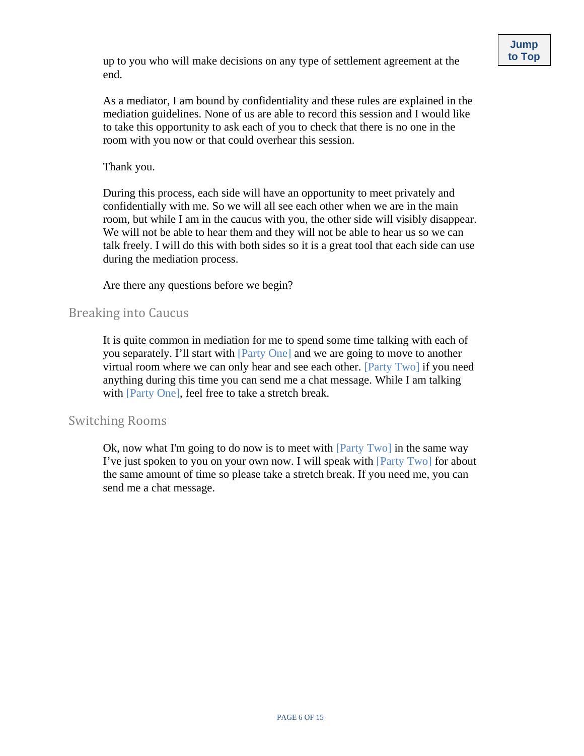up to you who will make decisions on any type of settlement agreement at the end.

As a mediator, I am bound by confidentiality and these rules are explained in the mediation guidelines. None of us are able to record this session and I would like to take this opportunity to ask each of you to check that there is no one in the room with you now or that could overhear this session.

Thank you.

During this process, each side will have an opportunity to meet privately and confidentially with me. So we will all see each other when we are in the main room, but while I am in the caucus with you, the other side will visibly disappear. We will not be able to hear them and they will not be able to hear us so we can talk freely. I will do this with both sides so it is a great tool that each side can use during the mediation process.

Are there any questions before we begin?

## Breaking into Caucus

It is quite common in mediation for me to spend some time talking with each of you separately. I'll start with [Party One] and we are going to move to another virtual room where we can only hear and see each other. [Party Two] if you need anything during this time you can send me a chat message. While I am talking with [Party One], feel free to take a stretch break.

## Switching Rooms

Ok, now what I'm going to do now is to meet with [Party Two] in the same way I've just spoken to you on your own now. I will speak with [Party Two] for about the same amount of time so please take a stretch break. If you need me, you can send me a chat message.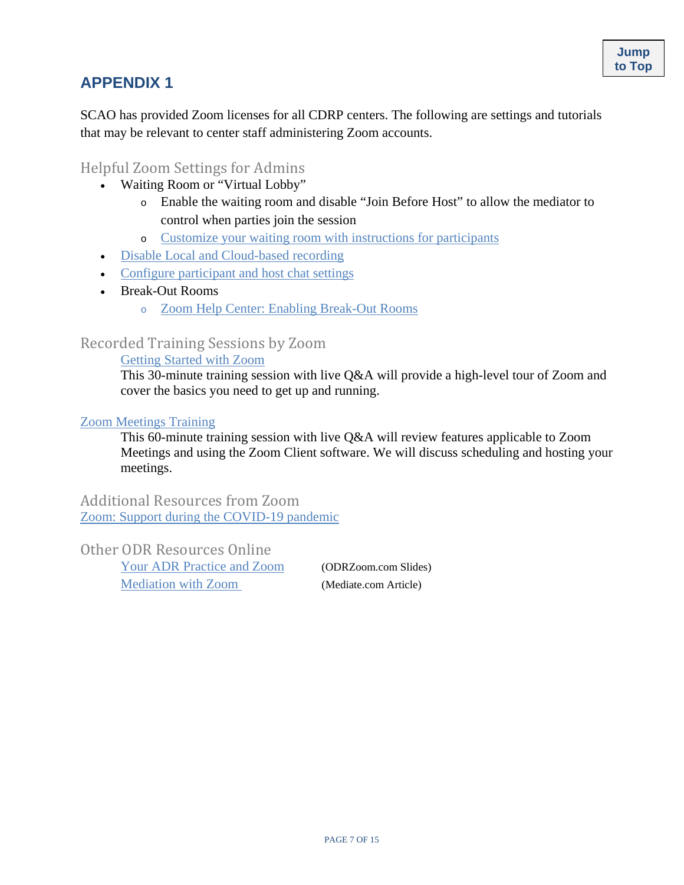## APPENDIX 1

SCAO has provided Zoom licenses for all CDRP centers. The following are settings and tutorials that may be relevant to center staff administering Zoom accounts.

### Helpful Zoom Settings for Admins

- Waiting Room or "Virtual Lobby"
  - Enable the waiting room and disable "Join Before Host" to allow the mediator to control when parties join the session
  - Customize your waiting room with instructions for participants
- Disable Local and Cloud-based recording
- Configure participant and host chat settings
- Break-Out Rooms
  - Zoom Help Center: Enabling Break-Out Rooms

### Recorded Training Sessions by Zoom

Getting Started with Zoom

This 30-minute training session with live Q&A will provide a high-level tour of Zoom and cover the basics you need to get up and running.

Zoom Meetings Training

This 60-minute training session with live Q&A will review features applicable to Zoom Meetings and using the Zoom Client software. We will discuss scheduling and hosting your meetings.

### Additional Resources from Zoom

Zoom: Support during the COVID-19 pandemic

### Other ODR Resources Online

Your ADR Practice and Zoom (ODRZoom.com Slides)

Mediation with Zoom (Mediate.com Article)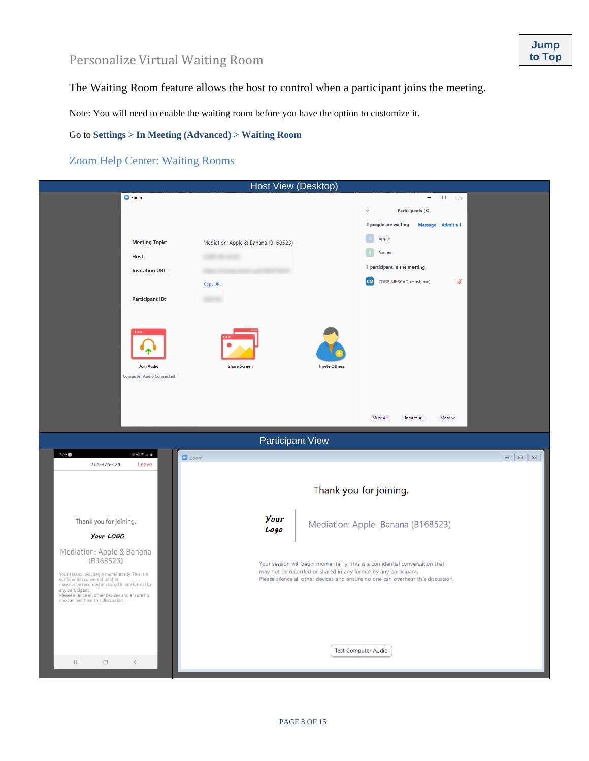## Personalize Virtual Waiting Room

Jump to Top

The Waiting Room feature allows the host to control when a participant joins the meeting.

Note: You will need to enable the waiting room before you have the option to customize it.

Go to **Settings > In Meeting (Advanced) > Waiting Room**

[Zoom Help Center: Waiting Rooms]

Host View (Desktop)

Participant View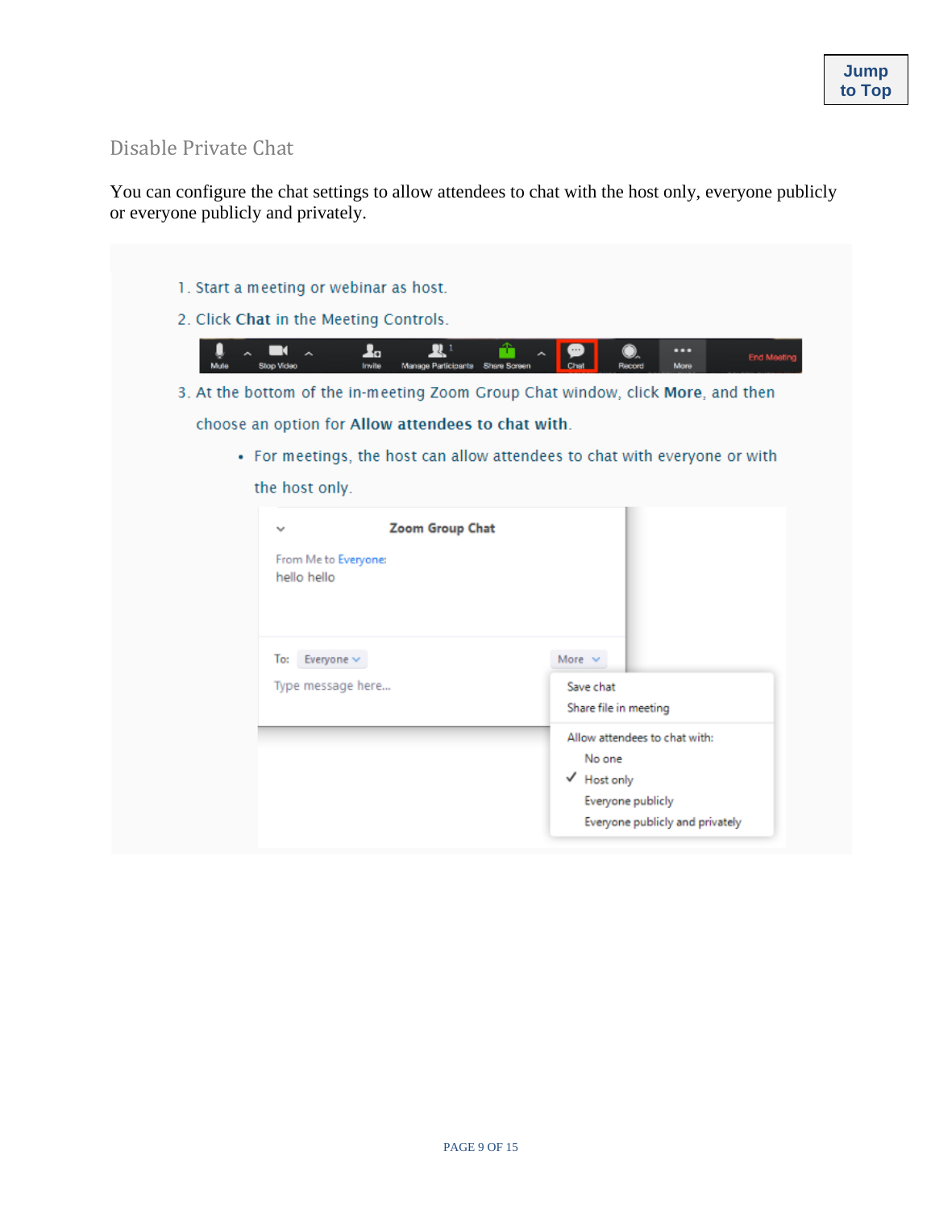## Disable Private Chat

You can configure the chat settings to allow attendees to chat with the host only, everyone publicly or everyone publicly and privately.

1. Start a meeting or webinar as host.
2. Click **Chat** in the Meeting Controls.
3. At the bottom of the in-meeting Zoom Group Chat window, click **More**, and then choose an option for **Allow attendees to chat with**.
   - For meetings, the host can allow attendees to chat with everyone or with the host only.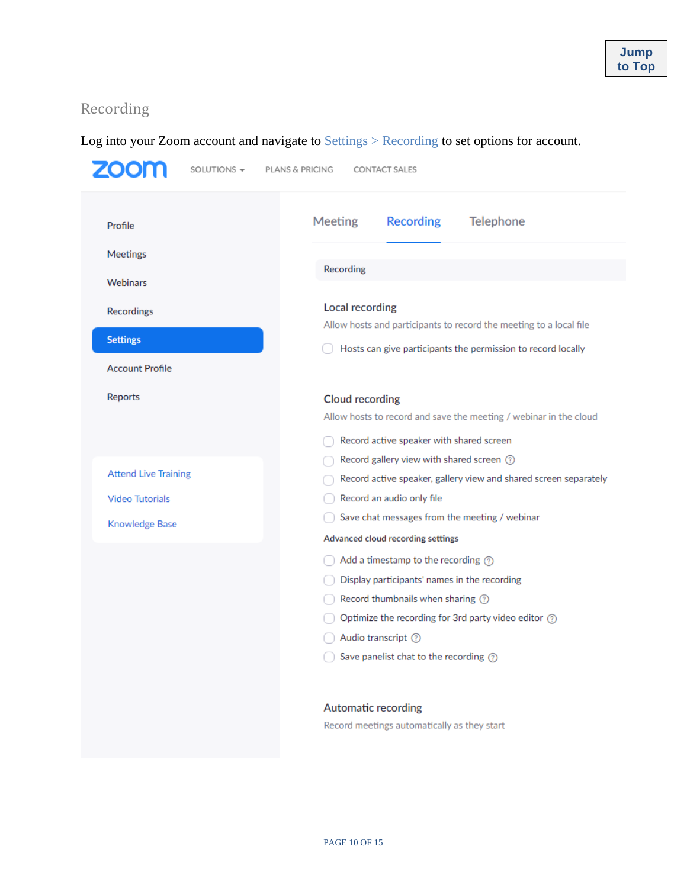Jump to Top

## Recording

Log into your Zoom account and navigate to Settings > Recording to set options for account.

zoom SOLUTIONS PLANS & PRICING CONTACT SALES

- Profile
- Meetings
- Webinars
- Recordings
- **Settings**
- Account Profile
- Reports

- Attend Live Training
- Video Tutorials
- Knowledge Base

Meeting | **Recording** | Telephone

**Recording**

**Local recording**

Allow hosts and participants to record the meeting to a local file

- ☐ Hosts can give participants the permission to record locally

**Cloud recording**

Allow hosts to record and save the meeting / webinar in the cloud

- ☐ Record active speaker with shared screen
- ☐ Record gallery view with shared screen
- ☐ Record active speaker, gallery view and shared screen separately
- ☐ Record an audio only file
- ☐ Save chat messages from the meeting / webinar

**Advanced cloud recording settings**

- ☐ Add a timestamp to the recording
- ☐ Display participants' names in the recording
- ☐ Record thumbnails when sharing
- ☐ Optimize the recording for 3rd party video editor
- ☐ Audio transcript
- ☐ Save panelist chat to the recording

**Automatic recording**

Record meetings automatically as they start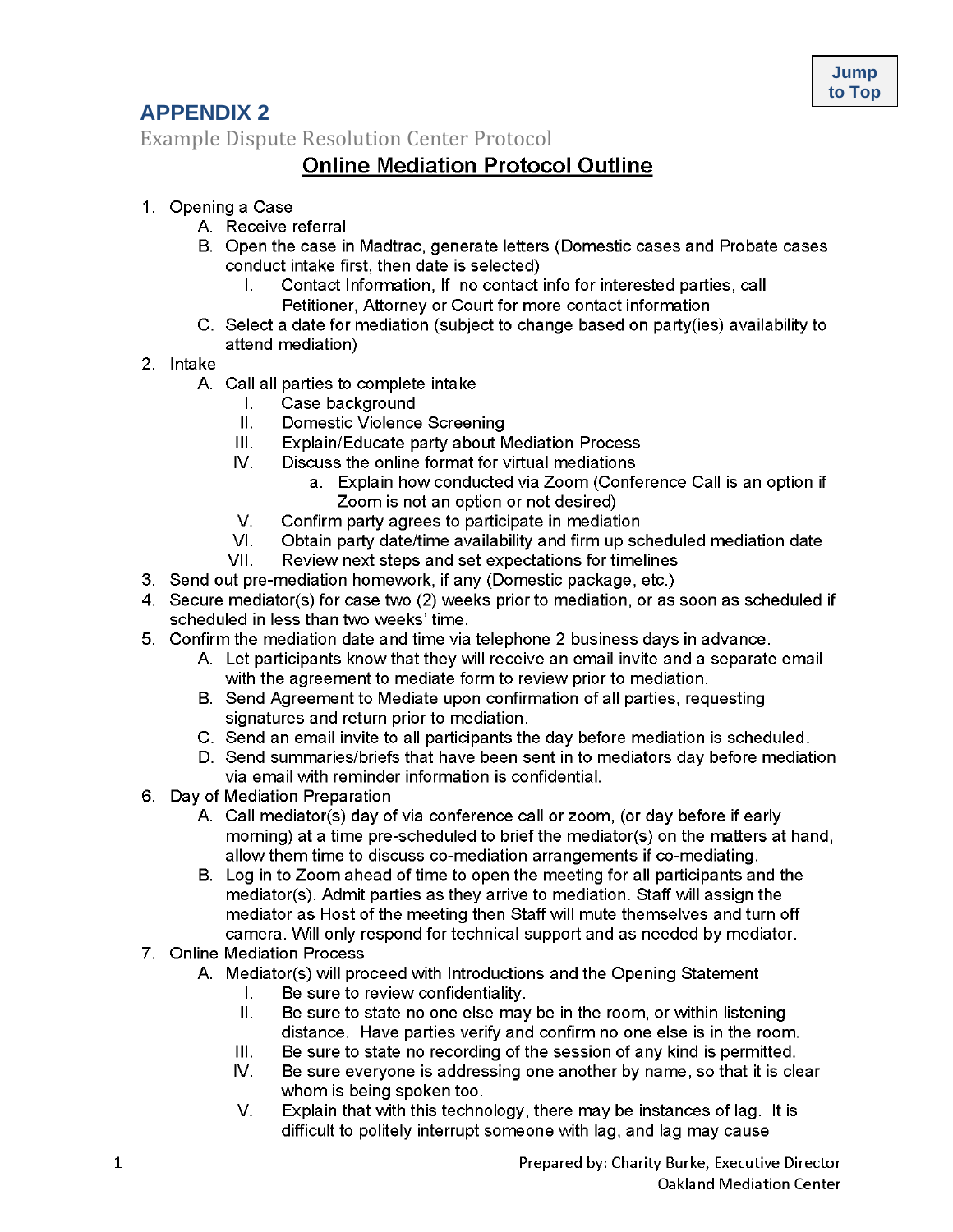## APPENDIX 2

Example Dispute Resolution Center Protocol

### Online Mediation Protocol Outline

1. Opening a Case
   - A. Receive referral
   - B. Open the case in Madtrac, generate letters (Domestic cases and Probate cases conduct intake first, then date is selected)
     - I. Contact Information, If no contact info for interested parties, call Petitioner, Attorney or Court for more contact information
   - C. Select a date for mediation (subject to change based on party(ies) availability to attend mediation)
2. Intake
   - A. Call all parties to complete intake
     - I. Case background
     - II. Domestic Violence Screening
     - III. Explain/Educate party about Mediation Process
     - IV. Discuss the online format for virtual mediations
       - a. Explain how conducted via Zoom (Conference Call is an option if Zoom is not an option or not desired)
     - V. Confirm party agrees to participate in mediation
     - VI. Obtain party date/time availability and firm up scheduled mediation date
     - VII. Review next steps and set expectations for timelines
3. Send out pre-mediation homework, if any (Domestic package, etc.)
4. Secure mediator(s) for case two (2) weeks prior to mediation, or as soon as scheduled if scheduled in less than two weeks' time.
5. Confirm the mediation date and time via telephone 2 business days in advance.
   - A. Let participants know that they will receive an email invite and a separate email with the agreement to mediate form to review prior to mediation.
   - B. Send Agreement to Mediate upon confirmation of all parties, requesting signatures and return prior to mediation.
   - C. Send an email invite to all participants the day before mediation is scheduled.
   - D. Send summaries/briefs that have been sent in to mediators day before mediation via email with reminder information is confidential.
6. Day of Mediation Preparation
   - A. Call mediator(s) day of via conference call or zoom, (or day before if early morning) at a time pre-scheduled to brief the mediator(s) on the matters at hand, allow them time to discuss co-mediation arrangements if co-mediating.
   - B. Log in to Zoom ahead of time to open the meeting for all participants and the mediator(s). Admit parties as they arrive to mediation. Staff will assign the mediator as Host of the meeting then Staff will mute themselves and turn off camera. Will only respond for technical support and as needed by mediator.
7. Online Mediation Process
   - A. Mediator(s) will proceed with Introductions and the Opening Statement
     - I. Be sure to review confidentiality.
     - II. Be sure to state no one else may be in the room, or within listening distance. Have parties verify and confirm no one else is in the room.
     - III. Be sure to state no recording of the session of any kind is permitted.
     - IV. Be sure everyone is addressing one another by name, so that it is clear whom is being spoken too.
     - V. Explain that with this technology, there may be instances of lag. It is difficult to politely interrupt someone with lag, and lag may cause

Prepared by: Charity Burke, Executive Director
Oakland Mediation Center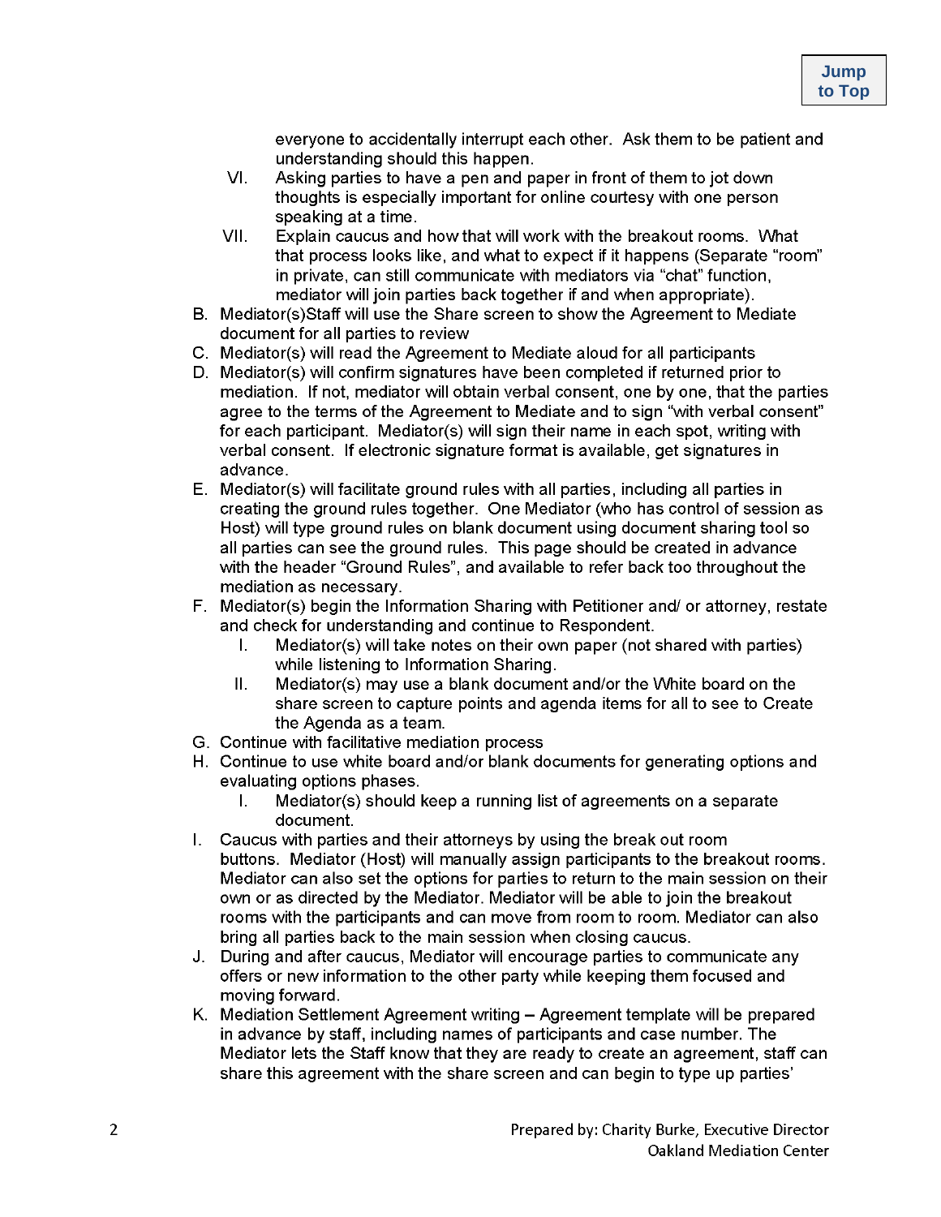everyone to accidentally interrupt each other. Ask them to be patient and understanding should this happen.

VI. Asking parties to have a pen and paper in front of them to jot down thoughts is especially important for online courtesy with one person speaking at a time.

VII. Explain caucus and how that will work with the breakout rooms. What that process looks like, and what to expect if it happens (Separate "room" in private, can still communicate with mediators via "chat" function, mediator will join parties back together if and when appropriate).

B. Mediator(s)Staff will use the Share screen to show the Agreement to Mediate document for all parties to review

C. Mediator(s) will read the Agreement to Mediate aloud for all participants

D. Mediator(s) will confirm signatures have been completed if returned prior to mediation. If not, mediator will obtain verbal consent, one by one, that the parties agree to the terms of the Agreement to Mediate and to sign "with verbal consent" for each participant. Mediator(s) will sign their name in each spot, writing with verbal consent. If electronic signature format is available, get signatures in advance.

E. Mediator(s) will facilitate ground rules with all parties, including all parties in creating the ground rules together. One Mediator (who has control of session as Host) will type ground rules on blank document using document sharing tool so all parties can see the ground rules. This page should be created in advance with the header "Ground Rules", and available to refer back too throughout the mediation as necessary.

F. Mediator(s) begin the Information Sharing with Petitioner and/ or attorney, restate and check for understanding and continue to Respondent.

   I. Mediator(s) will take notes on their own paper (not shared with parties) while listening to Information Sharing.

   II. Mediator(s) may use a blank document and/or the White board on the share screen to capture points and agenda items for all to see to Create the Agenda as a team.

G. Continue with facilitative mediation process

H. Continue to use white board and/or blank documents for generating options and evaluating options phases.

   I. Mediator(s) should keep a running list of agreements on a separate document.

I. Caucus with parties and their attorneys by using the break out room buttons. Mediator (Host) will manually assign participants to the breakout rooms. Mediator can also set the options for parties to return to the main session on their own or as directed by the Mediator. Mediator will be able to join the breakout rooms with the participants and can move from room to room. Mediator can also bring all parties back to the main session when closing caucus.

J. During and after caucus, Mediator will encourage parties to communicate any offers or new information to the other party while keeping them focused and moving forward.

K. Mediation Settlement Agreement writing – Agreement template will be prepared in advance by staff, including names of participants and case number. The Mediator lets the Staff know that they are ready to create an agreement, staff can share this agreement with the share screen and can begin to type up parties'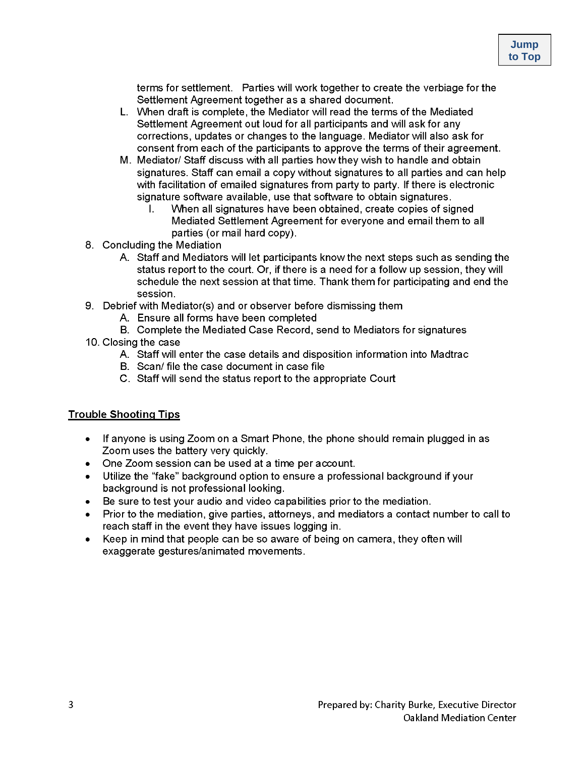terms for settlement. Parties will work together to create the verbiage for the Settlement Agreement together as a shared document.

L. When draft is complete, the Mediator will read the terms of the Mediated Settlement Agreement out loud for all participants and will ask for any corrections, updates or changes to the language. Mediator will also ask for consent from each of the participants to approve the terms of their agreement.

M. Mediator/ Staff discuss with all parties how they wish to handle and obtain signatures. Staff can email a copy without signatures to all parties and can help with facilitation of emailed signatures from party to party. If there is electronic signature software available, use that software to obtain signatures.

   I. When all signatures have been obtained, create copies of signed Mediated Settlement Agreement for everyone and email them to all parties (or mail hard copy).

8. Concluding the Mediation
   A. Staff and Mediators will let participants know the next steps such as sending the status report to the court. Or, if there is a need for a follow up session, they will schedule the next session at that time. Thank them for participating and end the session.
9. Debrief with Mediator(s) and or observer before dismissing them
   A. Ensure all forms have been completed
   B. Complete the Mediated Case Record, send to Mediators for signatures
10. Closing the case
    A. Staff will enter the case details and disposition information into Madtrac
    B. Scan/ file the case document in case file
    C. Staff will send the status report to the appropriate Court

## Trouble Shooting Tips

- If anyone is using Zoom on a Smart Phone, the phone should remain plugged in as Zoom uses the battery very quickly.
- One Zoom session can be used at a time per account.
- Utilize the “fake” background option to ensure a professional background if your background is not professional looking.
- Be sure to test your audio and video capabilities prior to the mediation.
- Prior to the mediation, give parties, attorneys, and mediators a contact number to call to reach staff in the event they have issues logging in.
- Keep in mind that people can be so aware of being on camera, they often will exaggerate gestures/animated movements.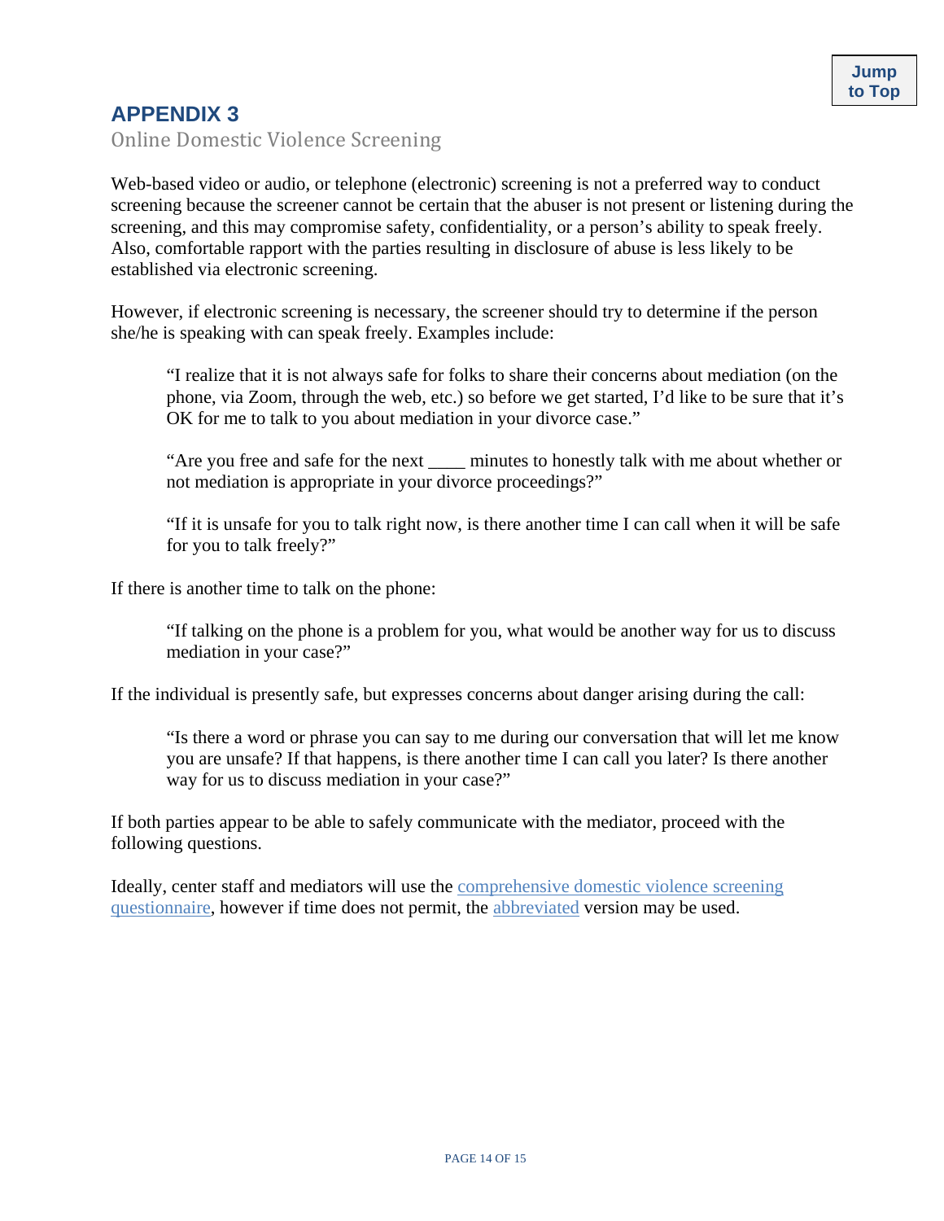## APPENDIX 3

### Online Domestic Violence Screening

Web-based video or audio, or telephone (electronic) screening is not a preferred way to conduct screening because the screener cannot be certain that the abuser is not present or listening during the screening, and this may compromise safety, confidentiality, or a person's ability to speak freely. Also, comfortable rapport with the parties resulting in disclosure of abuse is less likely to be established via electronic screening.

However, if electronic screening is necessary, the screener should try to determine if the person she/he is speaking with can speak freely. Examples include:

> "I realize that it is not always safe for folks to share their concerns about mediation (on the phone, via Zoom, through the web, etc.) so before we get started, I'd like to be sure that it's OK for me to talk to you about mediation in your divorce case."
>
> "Are you free and safe for the next ____ minutes to honestly talk with me about whether or not mediation is appropriate in your divorce proceedings?"
>
> "If it is unsafe for you to talk right now, is there another time I can call when it will be safe for you to talk freely?"

If there is another time to talk on the phone:

> "If talking on the phone is a problem for you, what would be another way for us to discuss mediation in your case?"

If the individual is presently safe, but expresses concerns about danger arising during the call:

> "Is there a word or phrase you can say to me during our conversation that will let me know you are unsafe? If that happens, is there another time I can call you later? Is there another way for us to discuss mediation in your case?"

If both parties appear to be able to safely communicate with the mediator, proceed with the following questions.

Ideally, center staff and mediators will use the comprehensive domestic violence screening questionnaire, however if time does not permit, the abbreviated version may be used.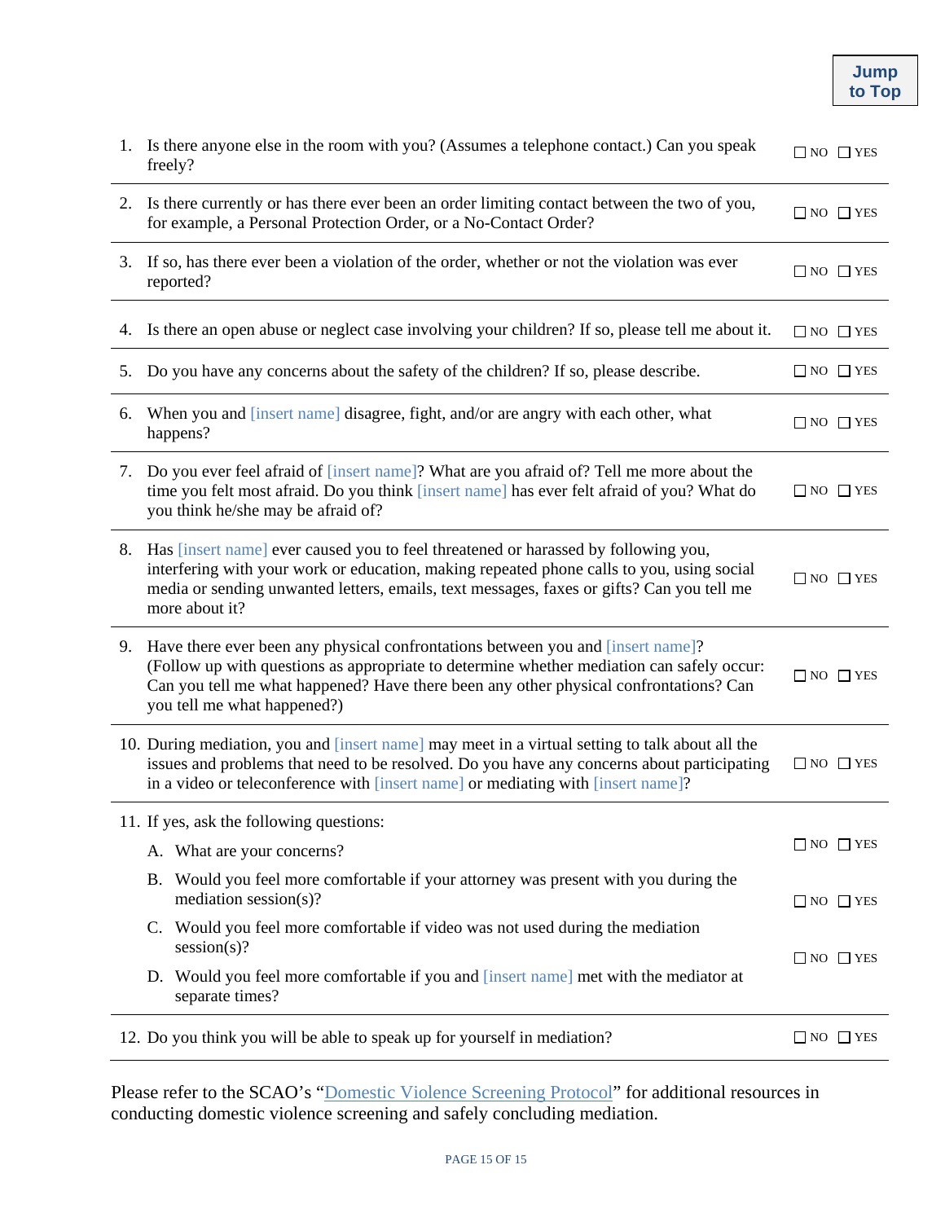Jump to Top

| | | |
|---|---|---|
| 1. | Is there anyone else in the room with you? (Assumes a telephone contact.) Can you speak freely? | ☐ NO ☐ YES |
| 2. | Is there currently or has there ever been an order limiting contact between the two of you, for example, a Personal Protection Order, or a No-Contact Order? | ☐ NO ☐ YES |
| 3. | If so, has there ever been a violation of the order, whether or not the violation was ever reported? | ☐ NO ☐ YES |
| 4. | Is there an open abuse or neglect case involving your children? If so, please tell me about it. | ☐ NO ☐ YES |
| 5. | Do you have any concerns about the safety of the children? If so, please describe. | ☐ NO ☐ YES |
| 6. | When you and [insert name] disagree, fight, and/or are angry with each other, what happens? | ☐ NO ☐ YES |
| 7. | Do you ever feel afraid of [insert name]? What are you afraid of? Tell me more about the time you felt most afraid. Do you think [insert name] has ever felt afraid of you? What do you think he/she may be afraid of? | ☐ NO ☐ YES |
| 8. | Has [insert name] ever caused you to feel threatened or harassed by following you, interfering with your work or education, making repeated phone calls to you, using social media or sending unwanted letters, emails, text messages, faxes or gifts? Can you tell me more about it? | ☐ NO ☐ YES |
| 9. | Have there ever been any physical confrontations between you and [insert name]? (Follow up with questions as appropriate to determine whether mediation can safely occur: Can you tell me what happened? Have there been any other physical confrontations? Can you tell me what happened?) | ☐ NO ☐ YES |
| 10. | During mediation, you and [insert name] may meet in a virtual setting to talk about all the issues and problems that need to be resolved. Do you have any concerns about participating in a video or teleconference with [insert name] or mediating with [insert name]? | ☐ NO ☐ YES |
| 11. | If yes, ask the following questions: | |
| | A. What are your concerns? | ☐ NO ☐ YES |
| | B. Would you feel more comfortable if your attorney was present with you during the mediation session(s)? | ☐ NO ☐ YES |
| | C. Would you feel more comfortable if video was not used during the mediation session(s)? | ☐ NO ☐ YES |
| | D. Would you feel more comfortable if you and [insert name] met with the mediator at separate times? | |
| 12. | Do you think you will be able to speak up for yourself in mediation? | ☐ NO ☐ YES |

Please refer to the SCAO's "Domestic Violence Screening Protocol" for additional resources in conducting domestic violence screening and safely concluding mediation.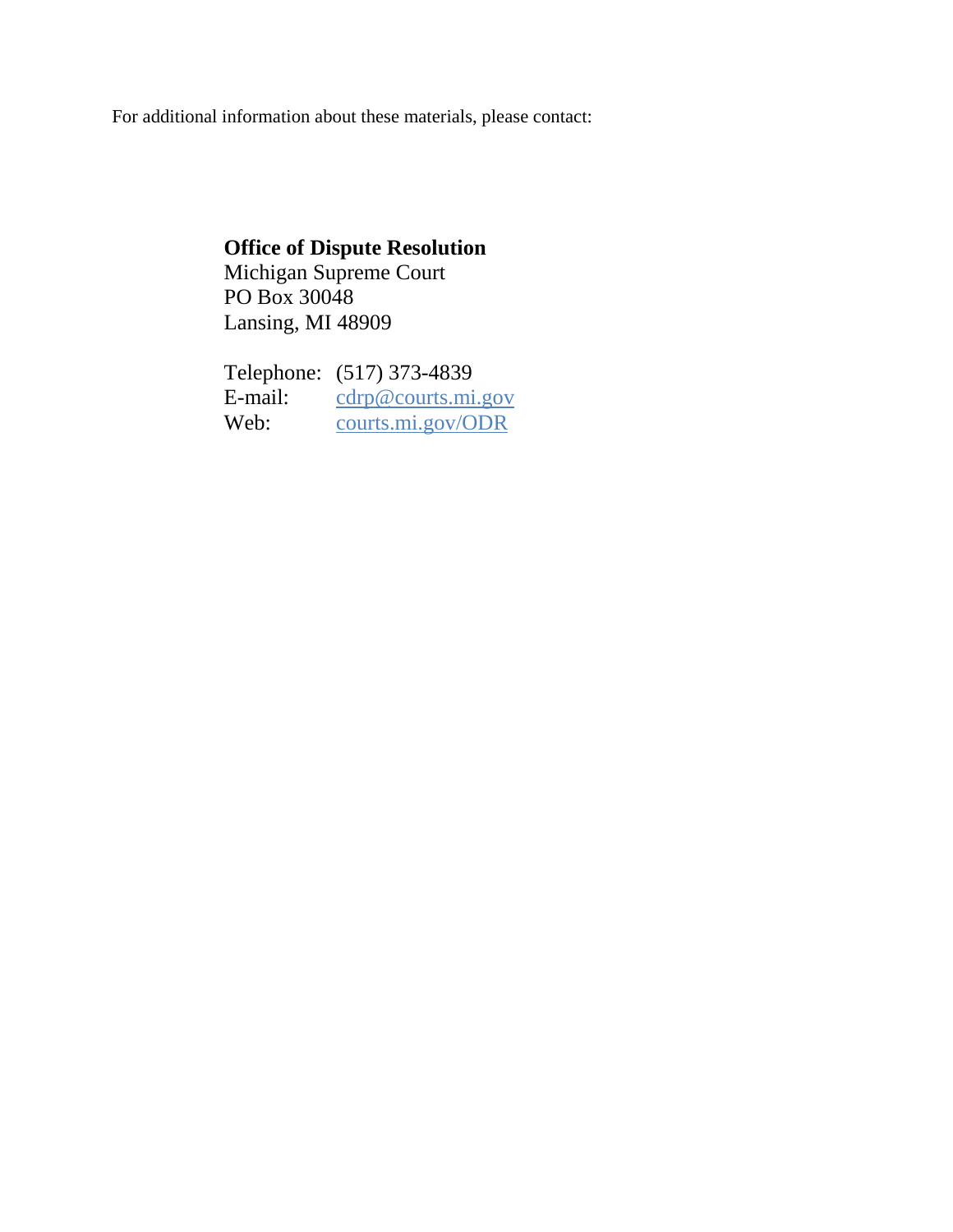For additional information about these materials, please contact:

**Office of Dispute Resolution**
Michigan Supreme Court
PO Box 30048
Lansing, MI 48909

Telephone: (517) 373-4839
E-mail: cdrp@courts.mi.gov
Web: courts.mi.gov/ODR